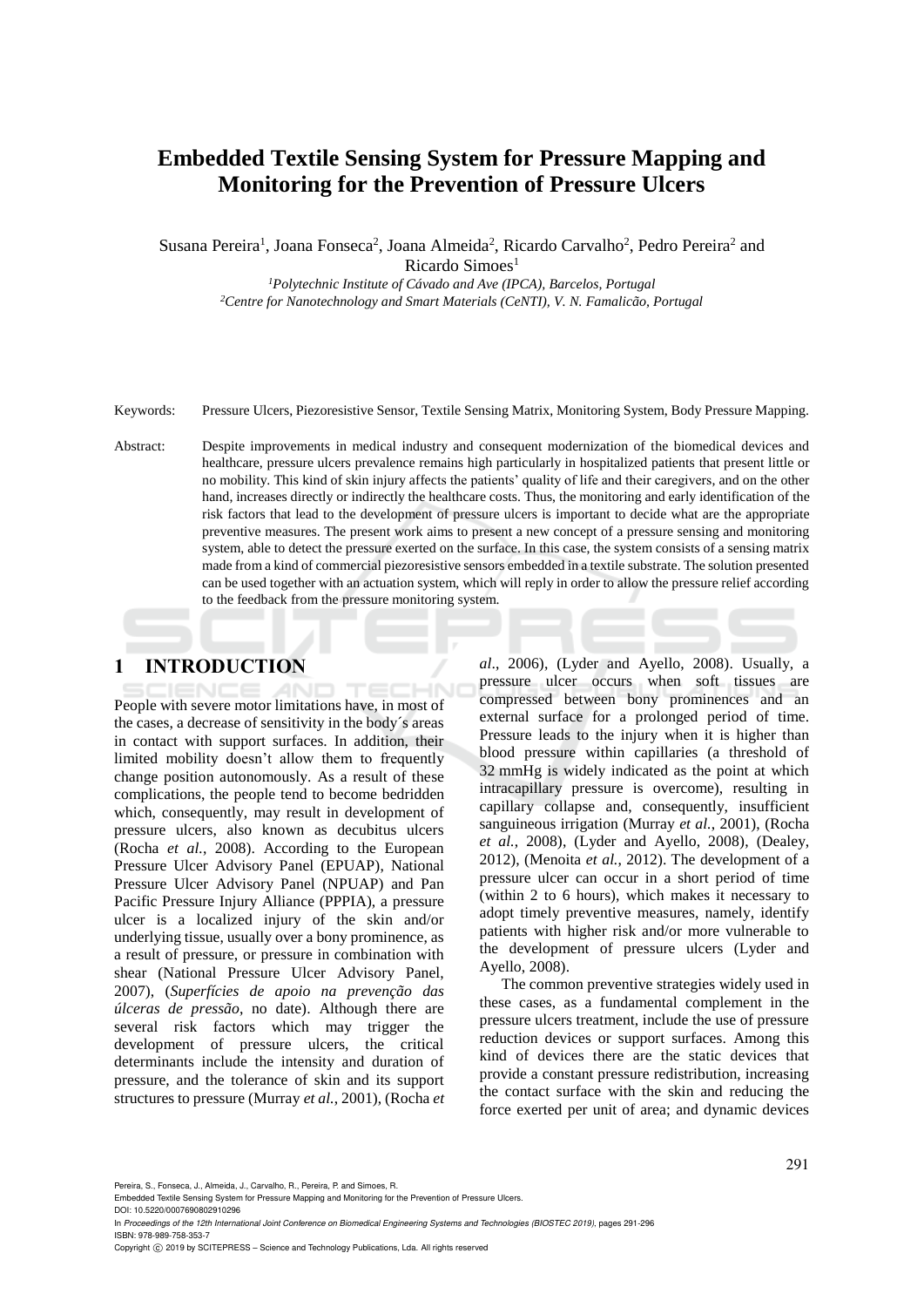# Embedded Textile Sensing System for Pressure Mapping and Monitoring for the Prevention of Pressure Ulcers

Susana Pereira[1], Joana Fonseca[2], Joana Almeida[2], Ricardo Carvalho[2], Pedro Pereira[2] and Ricardo Simoes[1]

[1]*Polytechnic Institute of Cávado and Ave (IPCA), Barcelos, Portugal*
[2]*Centre for Nanotechnology and Smart Materials (CeNTI), V. N. Famalicão, Portugal*

Keywords: Pressure Ulcers, Piezoresistive Sensor, Textile Sensing Matrix, Monitoring System, Body Pressure Mapping.

Abstract: Despite improvements in medical industry and consequent modernization of the biomedical devices and healthcare, pressure ulcers prevalence remains high particularly in hospitalized patients that present little or no mobility. This kind of skin injury affects the patients' quality of life and their caregivers, and on the other hand, increases directly or indirectly the healthcare costs. Thus, the monitoring and early identification of the risk factors that lead to the development of pressure ulcers is important to decide what are the appropriate preventive measures. The present work aims to present a new concept of a pressure sensing and monitoring system, able to detect the pressure exerted on the surface. In this case, the system consists of a sensing matrix made from a kind of commercial piezoresistive sensors embedded in a textile substrate. The solution presented can be used together with an actuation system, which will reply in order to allow the pressure relief according to the feedback from the pressure monitoring system.

## 1 INTRODUCTION

People with severe motor limitations have, in most of the cases, a decrease of sensitivity in the body´s areas in contact with support surfaces. In addition, their limited mobility doesn't allow them to frequently change position autonomously. As a result of these complications, the people tend to become bedridden which, consequently, may result in development of pressure ulcers, also known as decubitus ulcers (Rocha *et al.*, 2008). According to the European Pressure Ulcer Advisory Panel (EPUAP), National Pressure Ulcer Advisory Panel (NPUAP) and Pan Pacific Pressure Injury Alliance (PPPIA), a pressure ulcer is a localized injury of the skin and/or underlying tissue, usually over a bony prominence, as a result of pressure, or pressure in combination with shear (National Pressure Ulcer Advisory Panel, 2007), (*Superfícies de apoio na prevenção das úlceras de pressão*, no date). Although there are several risk factors which may trigger the development of pressure ulcers, the critical determinants include the intensity and duration of pressure, and the tolerance of skin and its support structures to pressure (Murray *et al.*, 2001), (Rocha *et al.*, 2006), (Lyder and Ayello, 2008). Usually, a pressure ulcer occurs when soft tissues are compressed between bony prominences and an external surface for a prolonged period of time. Pressure leads to the injury when it is higher than blood pressure within capillaries (a threshold of 32 mmHg is widely indicated as the point at which intracapillary pressure is overcome), resulting in capillary collapse and, consequently, insufficient sanguineous irrigation (Murray *et al.*, 2001), (Rocha *et al.*, 2008), (Lyder and Ayello, 2008), (Dealey, 2012), (Menoita *et al.*, 2012). The development of a pressure ulcer can occur in a short period of time (within 2 to 6 hours), which makes it necessary to adopt timely preventive measures, namely, identify patients with higher risk and/or more vulnerable to the development of pressure ulcers (Lyder and Ayello, 2008).

The common preventive strategies widely used in these cases, as a fundamental complement in the pressure ulcers treatment, include the use of pressure reduction devices or support surfaces. Among this kind of devices there are the static devices that provide a constant pressure redistribution, increasing the contact surface with the skin and reducing the force exerted per unit of area; and dynamic devices

Pereira, S., Fonseca, J., Almeida, J., Carvalho, R., Pereira, P. and Simoes, R.
Embedded Textile Sensing System for Pressure Mapping and Monitoring for the Prevention of Pressure Ulcers.
DOI: 10.5220/0007690802910296
In *Proceedings of the 12th International Joint Conference on Biomedical Engineering Systems and Technologies (BIOSTEC 2019)*, pages 291-296
ISBN: 978-989-758-353-7
Copyright © 2019 by SCITEPRESS – Science and Technology Publications, Lda. All rights reserved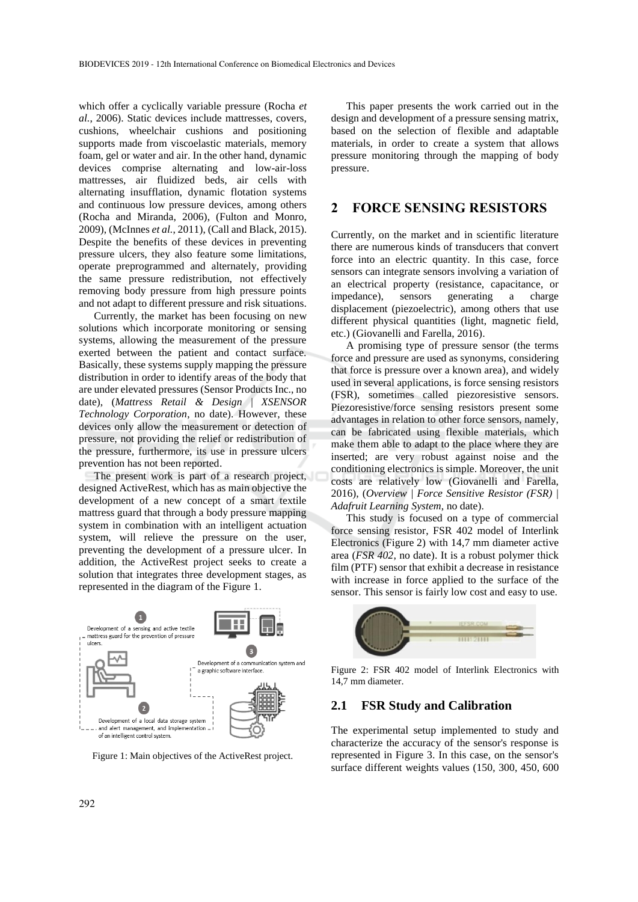which offer a cyclically variable pressure (Rocha *et al.*, 2006). Static devices include mattresses, covers, cushions, wheelchair cushions and positioning supports made from viscoelastic materials, memory foam, gel or water and air. In the other hand, dynamic devices comprise alternating and low-air-loss mattresses, air fluidized beds, air cells with alternating insufflation, dynamic flotation systems and continuous low pressure devices, among others (Rocha and Miranda, 2006), (Fulton and Monro, 2009), (McInnes *et al.*, 2011), (Call and Black, 2015). Despite the benefits of these devices in preventing pressure ulcers, they also feature some limitations, operate preprogrammed and alternately, providing the same pressure redistribution, not effectively removing body pressure from high pressure points and not adapt to different pressure and risk situations.

Currently, the market has been focusing on new solutions which incorporate monitoring or sensing systems, allowing the measurement of the pressure exerted between the patient and contact surface. Basically, these systems supply mapping the pressure distribution in order to identify areas of the body that are under elevated pressures (Sensor Products Inc., no date), (*Mattress Retail & Design | XSENSOR Technology Corporation*, no date). However, these devices only allow the measurement or detection of pressure, not providing the relief or redistribution of the pressure, furthermore, its use in pressure ulcers prevention has not been reported.

The present work is part of a research project, designed ActiveRest, which has as main objective the development of a new concept of a smart textile mattress guard that through a body pressure mapping system in combination with an intelligent actuation system, will relieve the pressure on the user, preventing the development of a pressure ulcer. In addition, the ActiveRest project seeks to create a solution that integrates three development stages, as represented in the diagram of the Figure 1.

Figure 1: Main objectives of the ActiveRest project.

This paper presents the work carried out in the design and development of a pressure sensing matrix, based on the selection of flexible and adaptable materials, in order to create a system that allows pressure monitoring through the mapping of body pressure.

## 2 FORCE SENSING RESISTORS

Currently, on the market and in scientific literature there are numerous kinds of transducers that convert force into an electric quantity. In this case, force sensors can integrate sensors involving a variation of an electrical property (resistance, capacitance, or impedance), sensors generating a charge displacement (piezoelectric), among others that use different physical quantities (light, magnetic field, etc.) (Giovanelli and Farella, 2016).

A promising type of pressure sensor (the terms force and pressure are used as synonyms, considering that force is pressure over a known area), and widely used in several applications, is force sensing resistors (FSR), sometimes called piezoresistive sensors. Piezoresistive/force sensing resistors present some advantages in relation to other force sensors, namely, can be fabricated using flexible materials, which make them able to adapt to the place where they are inserted; are very robust against noise and the conditioning electronics is simple. Moreover, the unit costs are relatively low (Giovanelli and Farella, 2016), (*Overview | Force Sensitive Resistor (FSR) | Adafruit Learning System*, no date).

This study is focused on a type of commercial force sensing resistor, FSR 402 model of Interlink Electronics (Figure 2) with 14,7 mm diameter active area (*FSR 402*, no date). It is a robust polymer thick film (PTF) sensor that exhibit a decrease in resistance with increase in force applied to the surface of the sensor. This sensor is fairly low cost and easy to use.

Figure 2: FSR 402 model of Interlink Electronics with 14,7 mm diameter.

### 2.1 FSR Study and Calibration

The experimental setup implemented to study and characterize the accuracy of the sensor's response is represented in Figure 3. In this case, on the sensor's surface different weights values (150, 300, 450, 600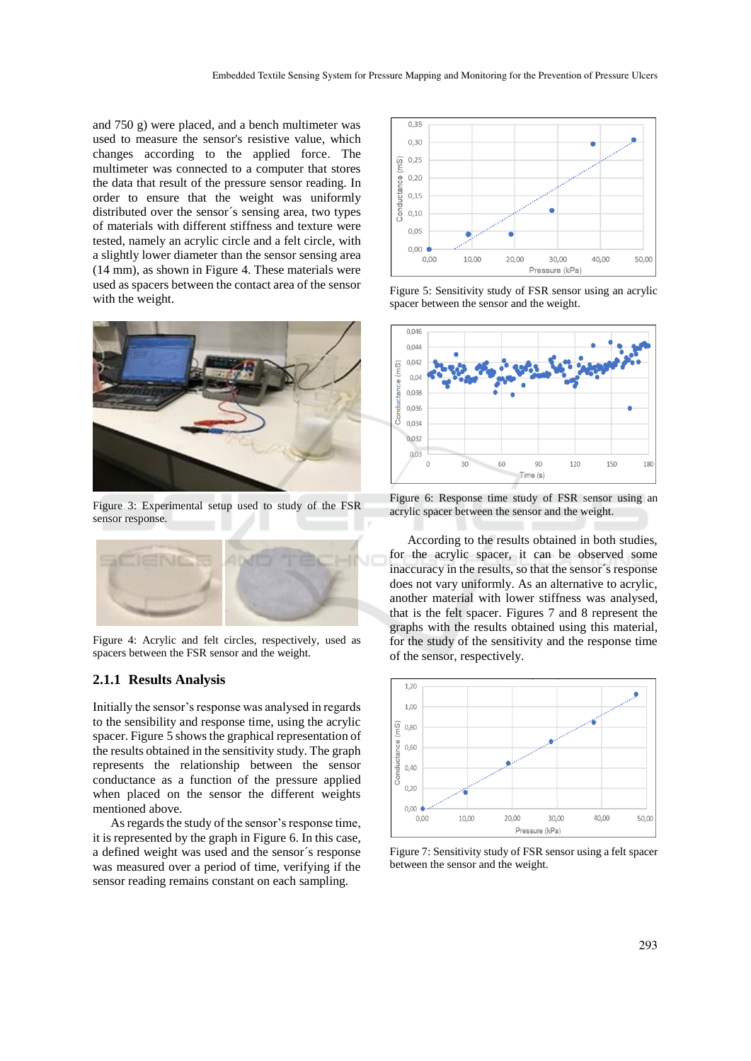and 750 g) were placed, and a bench multimeter was used to measure the sensor's resistive value, which changes according to the applied force. The multimeter was connected to a computer that stores the data that result of the pressure sensor reading. In order to ensure that the weight was uniformly distributed over the sensor´s sensing area, two types of materials with different stiffness and texture were tested, namely an acrylic circle and a felt circle, with a slightly lower diameter than the sensor sensing area (14 mm), as shown in Figure 4. These materials were used as spacers between the contact area of the sensor with the weight.

Figure 3: Experimental setup used to study of the FSR sensor response.

Figure 4: Acrylic and felt circles, respectively, used as spacers between the FSR sensor and the weight.

### 2.1.1 Results Analysis

Initially the sensor's response was analysed in regards to the sensibility and response time, using the acrylic spacer. Figure 5 shows the graphical representation of the results obtained in the sensitivity study. The graph represents the relationship between the sensor conductance as a function of the pressure applied when placed on the sensor the different weights mentioned above.

As regards the study of the sensor's response time, it is represented by the graph in Figure 6. In this case, a defined weight was used and the sensor´s response was measured over a period of time, verifying if the sensor reading remains constant on each sampling.

Figure 5: Sensitivity study of FSR sensor using an acrylic spacer between the sensor and the weight.

Figure 6: Response time study of FSR sensor using an acrylic spacer between the sensor and the weight.

According to the results obtained in both studies, for the acrylic spacer, it can be observed some inaccuracy in the results, so that the sensor´s response does not vary uniformly. As an alternative to acrylic, another material with lower stiffness was analysed, that is the felt spacer. Figures 7 and 8 represent the graphs with the results obtained using this material, for the study of the sensitivity and the response time of the sensor, respectively.

Figure 7: Sensitivity study of FSR sensor using a felt spacer between the sensor and the weight.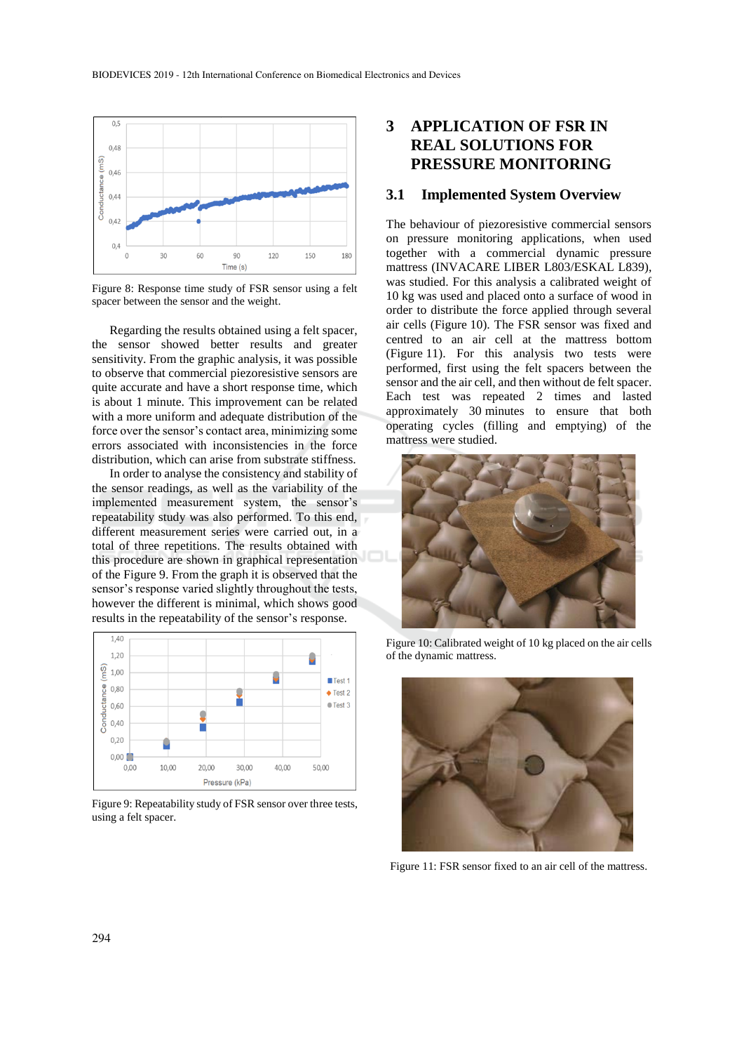Figure 8: Response time study of FSR sensor using a felt spacer between the sensor and the weight.

Regarding the results obtained using a felt spacer, the sensor showed better results and greater sensitivity. From the graphic analysis, it was possible to observe that commercial piezoresistive sensors are quite accurate and have a short response time, which is about 1 minute. This improvement can be related with a more uniform and adequate distribution of the force over the sensor's contact area, minimizing some errors associated with inconsistencies in the force distribution, which can arise from substrate stiffness.

In order to analyse the consistency and stability of the sensor readings, as well as the variability of the implemented measurement system, the sensor's repeatability study was also performed. To this end, different measurement series were carried out, in a total of three repetitions. The results obtained with this procedure are shown in graphical representation of the Figure 9. From the graph it is observed that the sensor's response varied slightly throughout the tests, however the different is minimal, which shows good results in the repeatability of the sensor's response.

Figure 9: Repeatability study of FSR sensor over three tests, using a felt spacer.

## 3 APPLICATION OF FSR IN REAL SOLUTIONS FOR PRESSURE MONITORING

### 3.1 Implemented System Overview

The behaviour of piezoresistive commercial sensors on pressure monitoring applications, when used together with a commercial dynamic pressure mattress (INVACARE LIBER L803/ESKAL L839), was studied. For this analysis a calibrated weight of 10 kg was used and placed onto a surface of wood in order to distribute the force applied through several air cells (Figure 10). The FSR sensor was fixed and centred to an air cell at the mattress bottom (Figure 11). For this analysis two tests were performed, first using the felt spacers between the sensor and the air cell, and then without de felt spacer. Each test was repeated 2 times and lasted approximately 30 minutes to ensure that both operating cycles (filling and emptying) of the mattress were studied.

Figure 10: Calibrated weight of 10 kg placed on the air cells of the dynamic mattress.

Figure 11: FSR sensor fixed to an air cell of the mattress.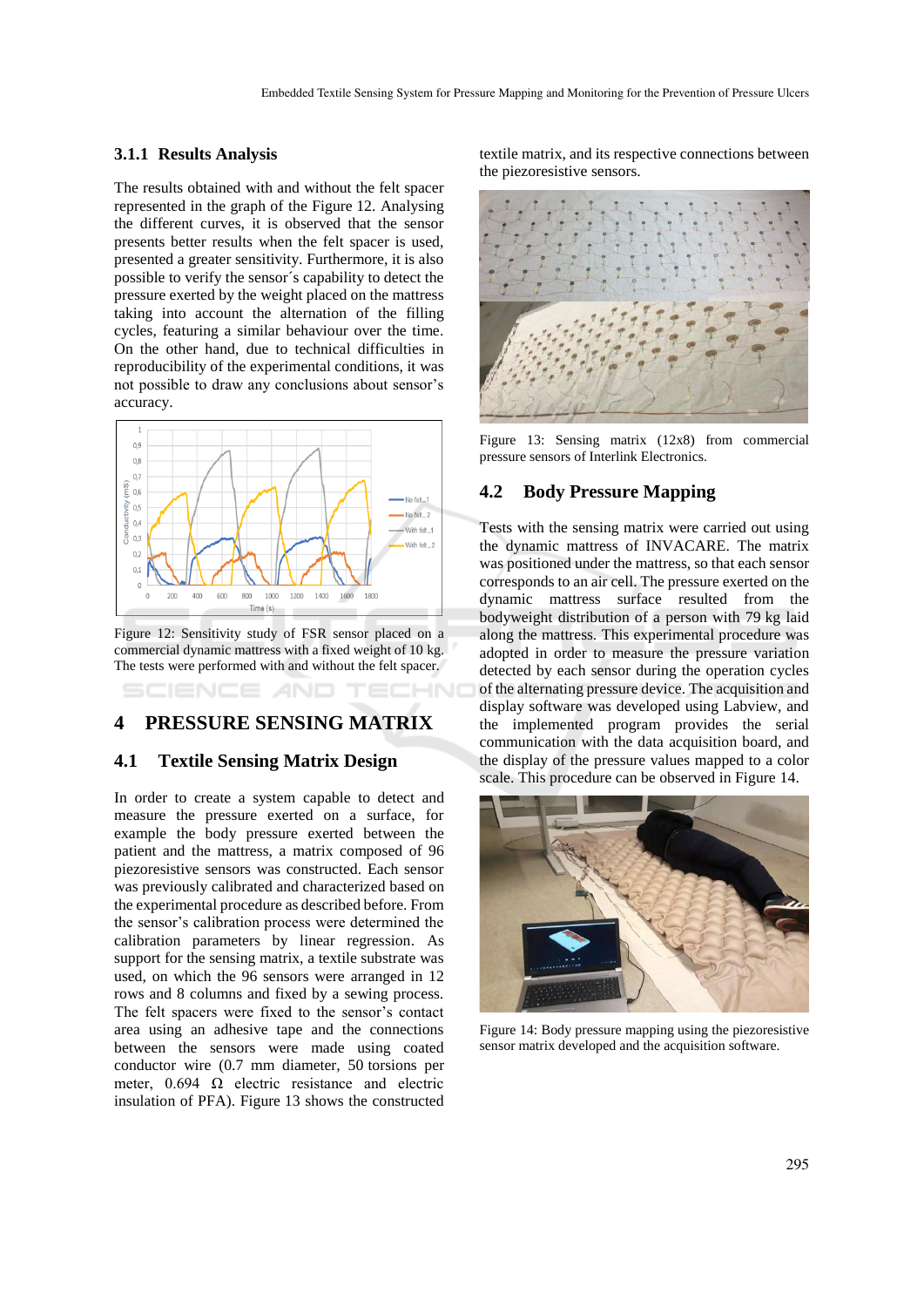### 3.1.1 Results Analysis

The results obtained with and without the felt spacer represented in the graph of the Figure 12. Analysing the different curves, it is observed that the sensor presents better results when the felt spacer is used, presented a greater sensitivity. Furthermore, it is also possible to verify the sensor´s capability to detect the pressure exerted by the weight placed on the mattress taking into account the alternation of the filling cycles, featuring a similar behaviour over the time. On the other hand, due to technical difficulties in reproducibility of the experimental conditions, it was not possible to draw any conclusions about sensor's accuracy.

Figure 12: Sensitivity study of FSR sensor placed on a commercial dynamic mattress with a fixed weight of 10 kg. The tests were performed with and without the felt spacer.

## 4 PRESSURE SENSING MATRIX

### 4.1 Textile Sensing Matrix Design

In order to create a system capable to detect and measure the pressure exerted on a surface, for example the body pressure exerted between the patient and the mattress, a matrix composed of 96 piezoresistive sensors was constructed. Each sensor was previously calibrated and characterized based on the experimental procedure as described before. From the sensor's calibration process were determined the calibration parameters by linear regression. As support for the sensing matrix, a textile substrate was used, on which the 96 sensors were arranged in 12 rows and 8 columns and fixed by a sewing process. The felt spacers were fixed to the sensor's contact area using an adhesive tape and the connections between the sensors were made using coated conductor wire (0.7 mm diameter, 50 torsions per meter, 0.694 Ω electric resistance and electric insulation of PFA). Figure 13 shows the constructed textile matrix, and its respective connections between the piezoresistive sensors.

Figure 13: Sensing matrix (12x8) from commercial pressure sensors of Interlink Electronics.

### 4.2 Body Pressure Mapping

Tests with the sensing matrix were carried out using the dynamic mattress of INVACARE. The matrix was positioned under the mattress, so that each sensor corresponds to an air cell. The pressure exerted on the dynamic mattress surface resulted from the bodyweight distribution of a person with 79 kg laid along the mattress. This experimental procedure was adopted in order to measure the pressure variation detected by each sensor during the operation cycles of the alternating pressure device. The acquisition and display software was developed using Labview, and the implemented program provides the serial communication with the data acquisition board, and the display of the pressure values mapped to a color scale. This procedure can be observed in Figure 14.

Figure 14: Body pressure mapping using the piezoresistive sensor matrix developed and the acquisition software.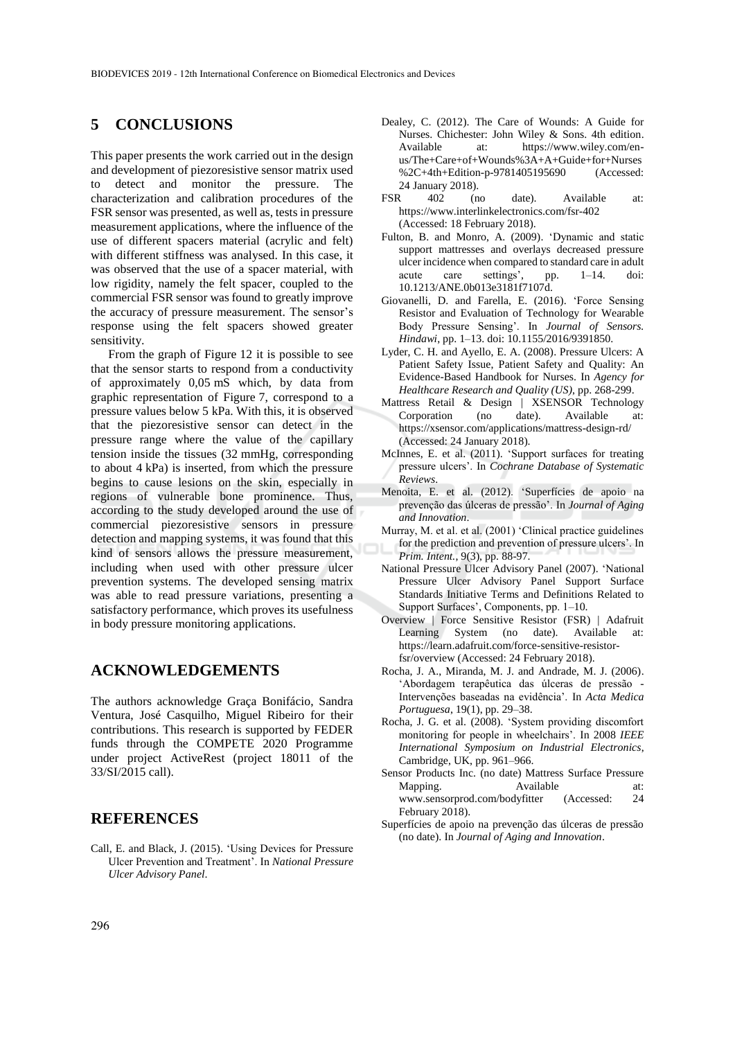## 5 CONCLUSIONS

This paper presents the work carried out in the design and development of piezoresistive sensor matrix used to detect and monitor the pressure. The characterization and calibration procedures of the FSR sensor was presented, as well as, tests in pressure measurement applications, where the influence of the use of different spacers material (acrylic and felt) with different stiffness was analysed. In this case, it was observed that the use of a spacer material, with low rigidity, namely the felt spacer, coupled to the commercial FSR sensor was found to greatly improve the accuracy of pressure measurement. The sensor's response using the felt spacers showed greater sensitivity.

From the graph of Figure 12 it is possible to see that the sensor starts to respond from a conductivity of approximately 0,05 mS which, by data from graphic representation of Figure 7, correspond to a pressure values below 5 kPa. With this, it is observed that the piezoresistive sensor can detect in the pressure range where the value of the capillary tension inside the tissues (32 mmHg, corresponding to about 4 kPa) is inserted, from which the pressure begins to cause lesions on the skin, especially in regions of vulnerable bone prominence. Thus, according to the study developed around the use of commercial piezoresistive sensors in pressure detection and mapping systems, it was found that this kind of sensors allows the pressure measurement, including when used with other pressure ulcer prevention systems. The developed sensing matrix was able to read pressure variations, presenting a satisfactory performance, which proves its usefulness in body pressure monitoring applications.

## ACKNOWLEDGEMENTS

The authors acknowledge Graça Bonifácio, Sandra Ventura, José Casquilho, Miguel Ribeiro for their contributions. This research is supported by FEDER funds through the COMPETE 2020 Programme under project ActiveRest (project 18011 of the 33/SI/2015 call).

## REFERENCES

Call, E. and Black, J. (2015). 'Using Devices for Pressure Ulcer Prevention and Treatment'. In *National Pressure Ulcer Advisory Panel*.

Dealey, C. (2012). The Care of Wounds: A Guide for Nurses. Chichester: John Wiley & Sons. 4th edition. Available at: https://www.wiley.com/en-us/The+Care+of+Wounds%3A+A+Guide+for+Nurses%2C+4th+Edition-p-9781405195690 (Accessed: 24 January 2018).

FSR 402 (no date). Available at: https://www.interlinkelectronics.com/fsr-402 (Accessed: 18 February 2018).

Fulton, B. and Monro, A. (2009). 'Dynamic and static support mattresses and overlays decreased pressure ulcer incidence when compared to standard care in adult acute care settings', pp. 1–14. doi: 10.1213/ANE.0b013e3181f7107d.

Giovanelli, D. and Farella, E. (2016). 'Force Sensing Resistor and Evaluation of Technology for Wearable Body Pressure Sensing'. In *Journal of Sensors. Hindawi*, pp. 1–13. doi: 10.1155/2016/9391850.

Lyder, C. H. and Ayello, E. A. (2008). Pressure Ulcers: A Patient Safety Issue, Patient Safety and Quality: An Evidence-Based Handbook for Nurses. In *Agency for Healthcare Research and Quality (US)*, pp. 268-299.

Mattress Retail & Design | XSENSOR Technology Corporation (no date). Available at: https://xsensor.com/applications/mattress-design-rd/ (Accessed: 24 January 2018).

McInnes, E. et al. (2011). 'Support surfaces for treating pressure ulcers'. In *Cochrane Database of Systematic Reviews*.

Menoita, E. et al. (2012). 'Superfícies de apoio na prevenção das úlceras de pressão'. In *Journal of Aging and Innovation*.

Murray, M. et al. et al. (2001) 'Clinical practice guidelines for the prediction and prevention of pressure ulcers'. In *Prim. Intent.*, 9(3), pp. 88-97.

National Pressure Ulcer Advisory Panel (2007). 'National Pressure Ulcer Advisory Panel Support Surface Standards Initiative Terms and Definitions Related to Support Surfaces', Components, pp. 1–10.

Overview | Force Sensitive Resistor (FSR) | Adafruit Learning System (no date). Available at: https://learn.adafruit.com/force-sensitive-resistor-fsr/overview (Accessed: 24 February 2018).

Rocha, J. A., Miranda, M. J. and Andrade, M. J. (2006). 'Abordagem terapêutica das úlceras de pressão - Intervenções baseadas na evidência'. In *Acta Medica Portuguesa*, 19(1), pp. 29–38.

Rocha, J. G. et al. (2008). 'System providing discomfort monitoring for people in wheelchairs'. In 2008 *IEEE International Symposium on Industrial Electronics*, Cambridge, UK, pp. 961–966.

Sensor Products Inc. (no date) Mattress Surface Pressure Mapping. Available at: www.sensorprod.com/bodyfitter (Accessed: 24 February 2018).

Superfícies de apoio na prevenção das úlceras de pressão (no date). In *Journal of Aging and Innovation*.